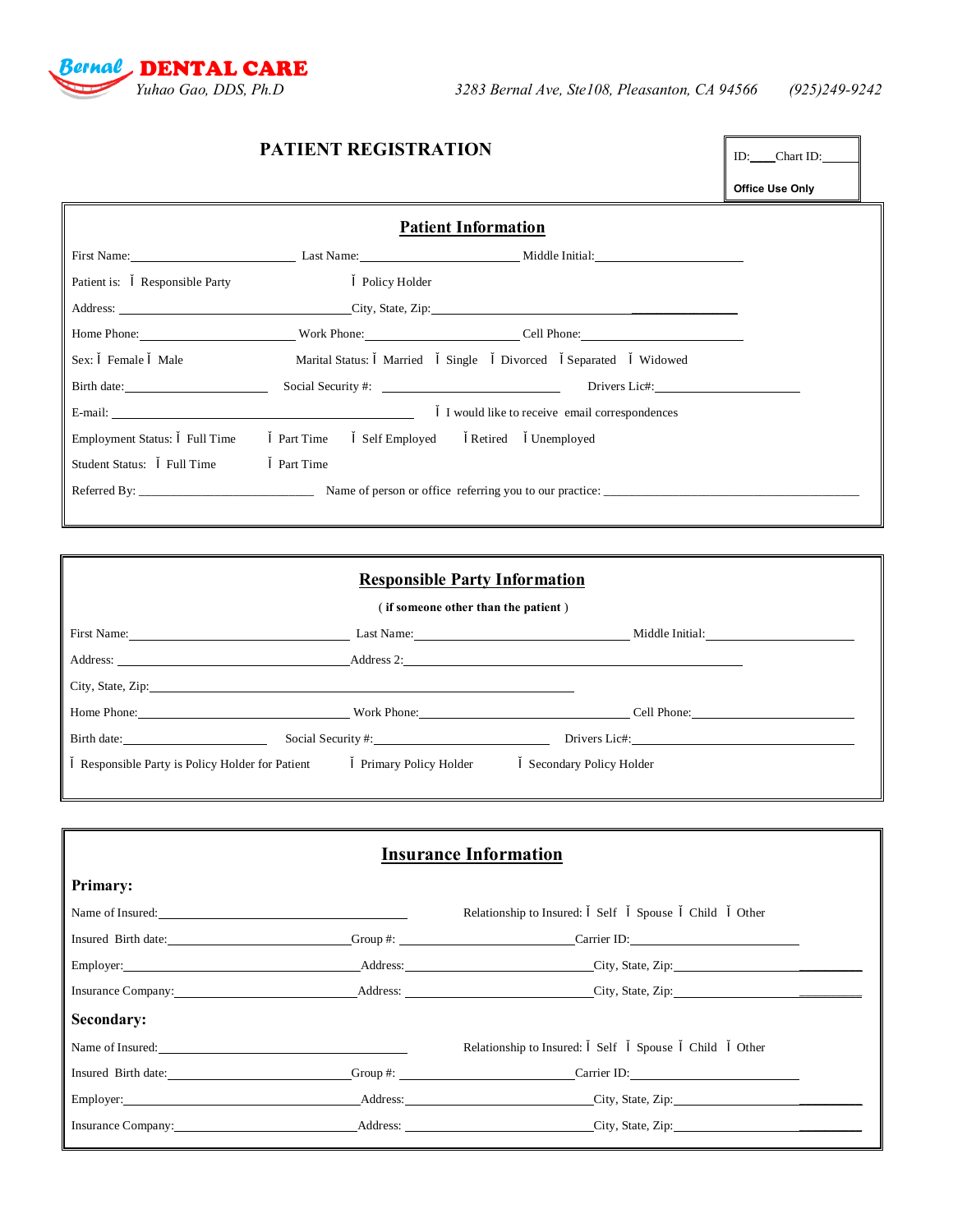**Bernal DENTAL CARE**
*Yuhao Gao, DDS, Ph.D*

*3283 Bernal Ave, Ste108, Pleasanton, CA 94566 (925)249-9242*

# PATIENT REGISTRATION

ID:____ Chart ID:_____
**Office Use Only**

## Patient Information

First Name:______________________ Last Name:______________________ Middle Initial:____________________

Patient is: Ĭ Responsible Party Ĭ Policy Holder

Address: ________________________________ City, State, Zip:________________________________

Home Phone:_____________________ Work Phone:_____________________ Cell Phone:____________________

Sex: Ĭ Female Ĭ Male Marital Status: Ĭ Married Ĭ Single Ĭ Divorced Ĭ Separated Ĭ Widowed

Birth date:__________________ Social Security #: ________________________ Drivers Lic#:____________________

E-mail: __________________________________________ Ĭ I would like to receive email correspondences

Employment Status: Ĭ Full Time Ĭ Part Time Ĭ Self Employed Ĭ Retired Ĭ Unemployed

Student Status: Ĭ Full Time Ĭ Part Time

Referred By: ___________________________ Name of person or office referring you to our practice: _______________________________________

## Responsible Party Information

**( if someone other than the patient )**

First Name:______________________________ Last Name:______________________________ Middle Initial:____________________

Address: ________________________________ Address 2:________________________________________________

City, State, Zip:________________________________________________________________

Home Phone:______________________________ Work Phone:______________________________ Cell Phone:____________________

Birth date:____________________ Social Security #:________________________ Drivers Lic#:______________________________

Ĭ Responsible Party is Policy Holder for Patient Ĭ Primary Policy Holder Ĭ Secondary Policy Holder

## Insurance Information

### Primary:

Name of Insured:________________________________ Relationship to Insured: Ĭ Self Ĭ Spouse Ĭ Child Ĭ Other

Insured Birth date:__________________________ Group #: __________________________ Carrier ID:______________________

Employer:________________________________ Address:__________________________ City, State, Zip:______________________

Insurance Company:__________________________ Address: __________________________ City, State, Zip:______________________

### Secondary:

Name of Insured:________________________________ Relationship to Insured: Ĭ Self Ĭ Spouse Ĭ Child Ĭ Other

Insured Birth date:__________________________ Group #: __________________________ Carrier ID:______________________

Employer:________________________________ Address:__________________________ City, State, Zip:______________________

Insurance Company:__________________________ Address: __________________________ City, State, Zip:______________________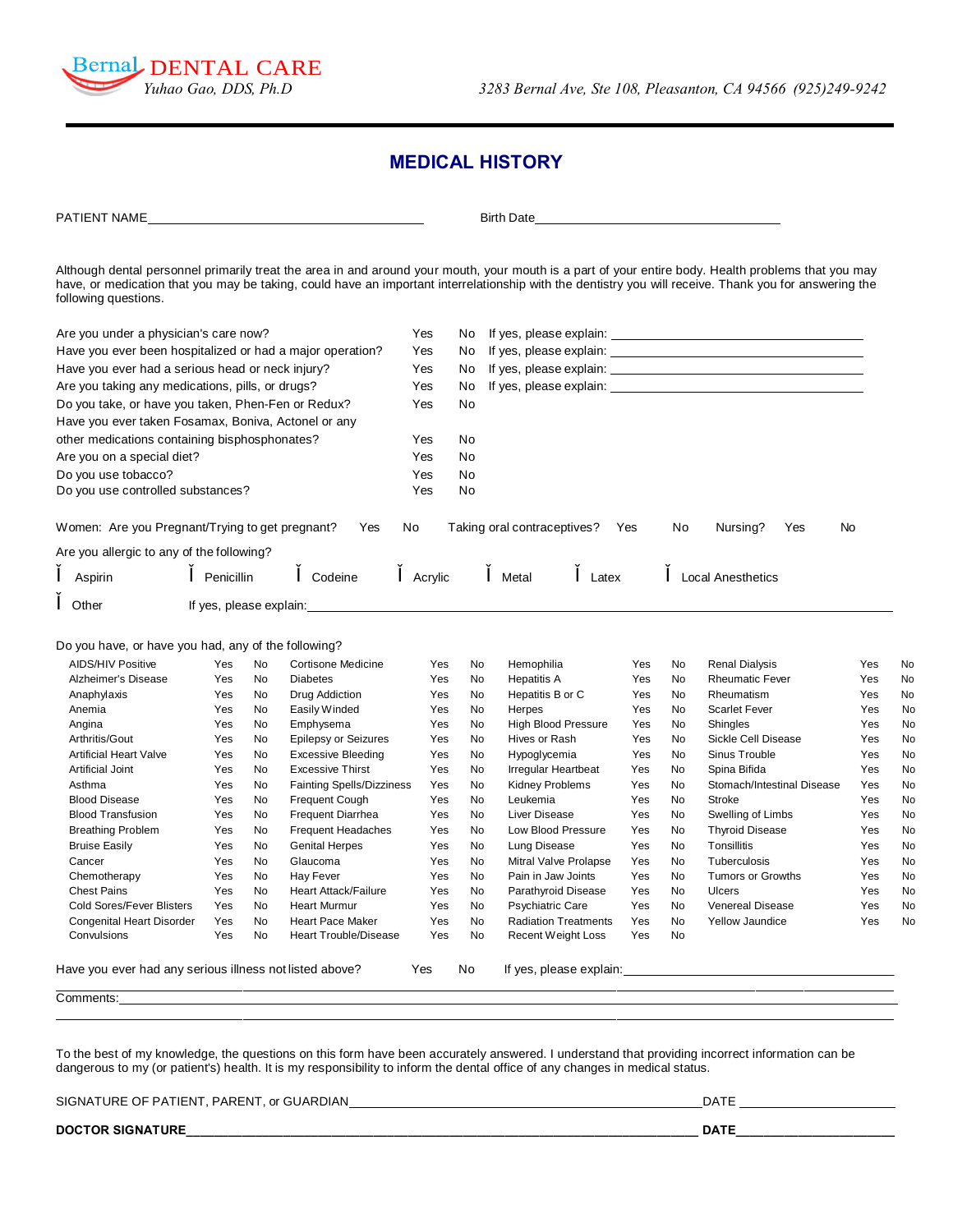Bernal DENTAL CARE
*Yuhao Gao, DDS, Ph.D*

*3283 Bernal Ave, Ste 108, Pleasanton, CA 94566 (925)249-9242*

# MEDICAL HISTORY

PATIENT NAME_________________________________________ Birth Date____________________________________

Although dental personnel primarily treat the area in and around your mouth, your mouth is a part of your entire body. Health problems that you may have, or medication that you may be taking, could have an important interrelationship with the dentistry you will receive. Thank you for answering the following questions.

| | | | |
|---|---|---|---|
| Are you under a physician's care now? | Yes | No | If yes, please explain: ______________________ |
| Have you ever been hospitalized or had a major operation? | Yes | No | If yes, please explain: ______________________ |
| Have you ever had a serious head or neck injury? | Yes | No | If yes, please explain: ______________________ |
| Are you taking any medications, pills, or drugs? | Yes | No | If yes, please explain: ______________________ |
| Do you take, or have you taken, Phen-Fen or Redux? | Yes | No | |
| Have you ever taken Fosamax, Boniva, Actonel or any other medications containing bisphosphonates? | Yes | No | |
| Are you on a special diet? | Yes | No | |
| Do you use tobacco? | Yes | No | |
| Do you use controlled substances? | Yes | No | |

Women: Are you Pregnant/Trying to get pregnant? Yes No Taking oral contraceptives? Yes No Nursing? Yes No

Are you allergic to any of the following?

Ĭ Aspirin Ĭ Penicillin Ĭ Codeine Ĭ Acrylic Ĭ Metal Ĭ Latex Ĭ Local Anesthetics

Ĭ Other If yes, please explain:______________________________________________________

Do you have, or have you had, any of the following?

| | | | | | | | | | | | |
|---|---|---|---|---|---|---|---|---|---|---|---|
| AIDS/HIV Positive | Yes | No | Cortisone Medicine | Yes | No | Hemophilia | Yes | No | Renal Dialysis | Yes | No |
| Alzheimer's Disease | Yes | No | Diabetes | Yes | No | Hepatitis A | Yes | No | Rheumatic Fever | Yes | No |
| Anaphylaxis | Yes | No | Drug Addiction | Yes | No | Hepatitis B or C | Yes | No | Rheumatism | Yes | No |
| Anemia | Yes | No | Easily Winded | Yes | No | Herpes | Yes | No | Scarlet Fever | Yes | No |
| Angina | Yes | No | Emphysema | Yes | No | High Blood Pressure | Yes | No | Shingles | Yes | No |
| Arthritis/Gout | Yes | No | Epilepsy or Seizures | Yes | No | Hives or Rash | Yes | No | Sickle Cell Disease | Yes | No |
| Artificial Heart Valve | Yes | No | Excessive Bleeding | Yes | No | Hypoglycemia | Yes | No | Sinus Trouble | Yes | No |
| Artificial Joint | Yes | No | Excessive Thirst | Yes | No | Irregular Heartbeat | Yes | No | Spina Bifida | Yes | No |
| Asthma | Yes | No | Fainting Spells/Dizziness | Yes | No | Kidney Problems | Yes | No | Stomach/Intestinal Disease | Yes | No |
| Blood Disease | Yes | No | Frequent Cough | Yes | No | Leukemia | Yes | No | Stroke | Yes | No |
| Blood Transfusion | Yes | No | Frequent Diarrhea | Yes | No | Liver Disease | Yes | No | Swelling of Limbs | Yes | No |
| Breathing Problem | Yes | No | Frequent Headaches | Yes | No | Low Blood Pressure | Yes | No | Thyroid Disease | Yes | No |
| Bruise Easily | Yes | No | Genital Herpes | Yes | No | Lung Disease | Yes | No | Tonsillitis | Yes | No |
| Cancer | Yes | No | Glaucoma | Yes | No | Mitral Valve Prolapse | Yes | No | Tuberculosis | Yes | No |
| Chemotherapy | Yes | No | Hay Fever | Yes | No | Pain in Jaw Joints | Yes | No | Tumors or Growths | Yes | No |
| Chest Pains | Yes | No | Heart Attack/Failure | Yes | No | Parathyroid Disease | Yes | No | Ulcers | Yes | No |
| Cold Sores/Fever Blisters | Yes | No | Heart Murmur | Yes | No | Psychiatric Care | Yes | No | Venereal Disease | Yes | No |
| Congenital Heart Disorder | Yes | No | Heart Pace Maker | Yes | No | Radiation Treatments | Yes | No | Yellow Jaundice | Yes | No |
| Convulsions | Yes | No | Heart Trouble/Disease | Yes | No | Recent Weight Loss | Yes | No | | | |

Have you ever had any serious illness not listed above? Yes No If yes, please explain:______________________________

_____________________________________________________________________________________________

Comments:_____________________________________________________________________________________

_____________________________________________________________________________________________

To the best of my knowledge, the questions on this form have been accurately answered. I understand that providing incorrect information can be dangerous to my (or patient's) health. It is my responsibility to inform the dental office of any changes in medical status.

SIGNATURE OF PATIENT, PARENT, or GUARDIAN_____________________________________________ DATE ____________________

**DOCTOR SIGNATURE**_______________________________________________________________ **DATE**____________________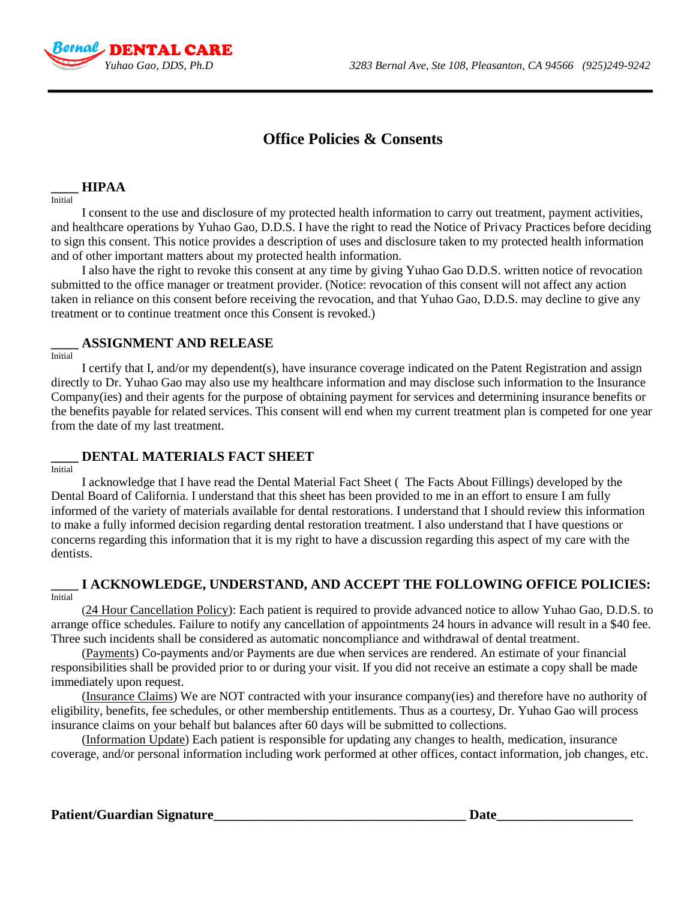**Bernal DENTAL CARE**
*Yuhao Gao, DDS, Ph.D*

*3283 Bernal Ave, Ste 108, Pleasanton, CA 94566 (925)249-9242*

# Office Policies & Consents

## ____ HIPAA

Initial

I consent to the use and disclosure of my protected health information to carry out treatment, payment activities, and healthcare operations by Yuhao Gao, D.D.S. I have the right to read the Notice of Privacy Practices before deciding to sign this consent. This notice provides a description of uses and disclosure taken to my protected health information and of other important matters about my protected health information.

I also have the right to revoke this consent at any time by giving Yuhao Gao D.D.S. written notice of revocation submitted to the office manager or treatment provider. (Notice: revocation of this consent will not affect any action taken in reliance on this consent before receiving the revocation, and that Yuhao Gao, D.D.S. may decline to give any treatment or to continue treatment once this Consent is revoked.)

## ____ ASSIGNMENT AND RELEASE

Initial

I certify that I, and/or my dependent(s), have insurance coverage indicated on the Patent Registration and assign directly to Dr. Yuhao Gao may also use my healthcare information and may disclose such information to the Insurance Company(ies) and their agents for the purpose of obtaining payment for services and determining insurance benefits or the benefits payable for related services. This consent will end when my current treatment plan is competed for one year from the date of my last treatment.

## ____ DENTAL MATERIALS FACT SHEET

Initial

I acknowledge that I have read the Dental Material Fact Sheet ( The Facts About Fillings) developed by the Dental Board of California. I understand that this sheet has been provided to me in an effort to ensure I am fully informed of the variety of materials available for dental restorations. I understand that I should review this information to make a fully informed decision regarding dental restoration treatment. I also understand that I have questions or concerns regarding this information that it is my right to have a discussion regarding this aspect of my care with the dentists.

## ____ I ACKNOWLEDGE, UNDERSTAND, AND ACCEPT THE FOLLOWING OFFICE POLICIES:

Initial

(24 Hour Cancellation Policy): Each patient is required to provide advanced notice to allow Yuhao Gao, D.D.S. to arrange office schedules. Failure to notify any cancellation of appointments 24 hours in advance will result in a $40 fee. Three such incidents shall be considered as automatic noncompliance and withdrawal of dental treatment.

(Payments) Co-payments and/or Payments are due when services are rendered. An estimate of your financial responsibilities shall be provided prior to or during your visit. If you did not receive an estimate a copy shall be made immediately upon request.

(Insurance Claims) We are NOT contracted with your insurance company(ies) and therefore have no authority of eligibility, benefits, fee schedules, or other membership entitlements. Thus as a courtesy, Dr. Yuhao Gao will process insurance claims on your behalf but balances after 60 days will be submitted to collections.

(Information Update) Each patient is responsible for updating any changes to health, medication, insurance coverage, and/or personal information including work performed at other offices, contact information, job changes, etc.

**Patient/Guardian Signature**_____________________________________ **Date**____________________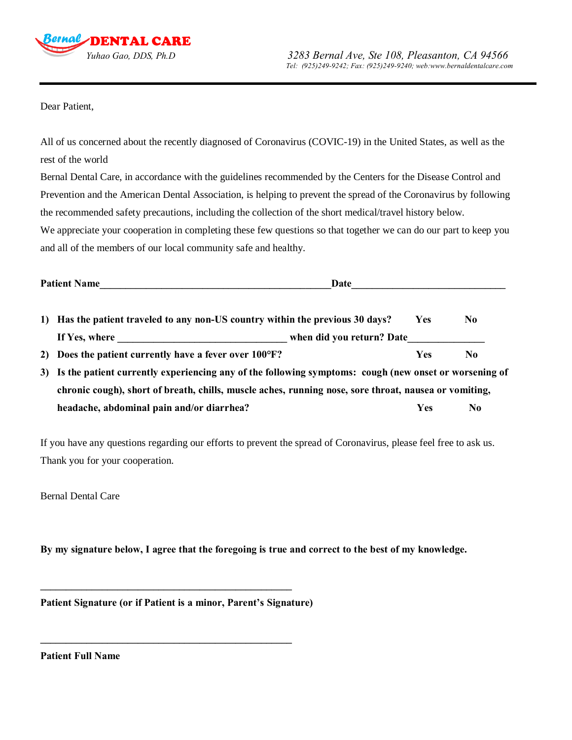**Bernal DENTAL CARE**

*Yuhao Gao, DDS, Ph.D*

*3283 Bernal Ave, Ste 108, Pleasanton, CA 94566*

*Tel: (925)249-9242; Fax: (925)249-9240; web:www.bernaldentalcare.com*

---

Dear Patient,

All of us concerned about the recently diagnosed of Coronavirus (COVIC-19) in the United States, as well as the rest of the world

Bernal Dental Care, in accordance with the guidelines recommended by the Centers for the Disease Control and Prevention and the American Dental Association, is helping to prevent the spread of the Coronavirus by following the recommended safety precautions, including the collection of the short medical/travel history below.

We appreciate your cooperation in completing these few questions so that together we can do our part to keep you and all of the members of our local community safe and healthy.

**Patient Name**_______________________________________________**Date**______________________________

1) **Has the patient traveled to any non-US country within the previous 30 days? Yes No**
   **If Yes, where** _________________________________ **when did you return? Date**_______________
2) **Does the patient currently have a fever over 100°F? Yes No**
3) **Is the patient currently experiencing any of the following symptoms: cough (new onset or worsening of chronic cough), short of breath, chills, muscle aches, running nose, sore throat, nausea or vomiting, headache, abdominal pain and/or diarrhea? Yes No**

If you have any questions regarding our efforts to prevent the spread of Coronavirus, please feel free to ask us. Thank you for your cooperation.

Bernal Dental Care

**By my signature below, I agree that the foregoing is true and correct to the best of my knowledge.**

___________________________________________________

**Patient Signature (or if Patient is a minor, Parent's Signature)**

___________________________________________________

**Patient Full Name**